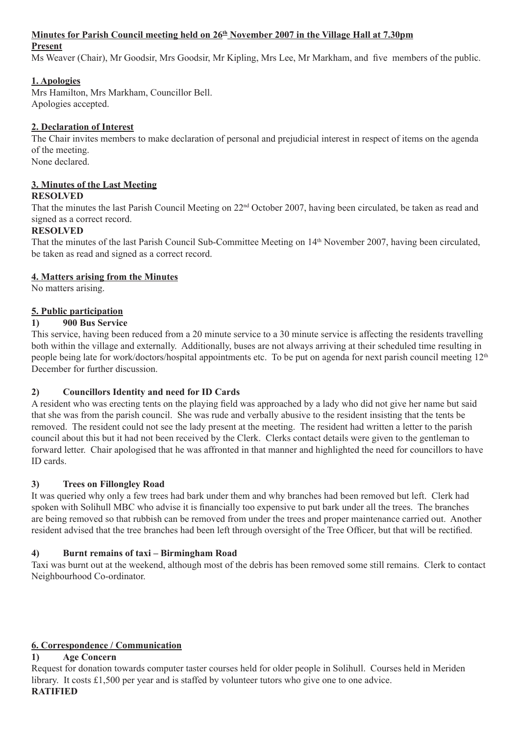## Minutes for Parish Council meeting held on 26th November 2007 in the Village Hall at 7.30pm

**Present**

Ms Weaver (Chair), Mr Goodsir, Mrs Goodsir, Mr Kipling, Mrs Lee, Mr Markham, and five members of the public.

### 1. Apologies

Mrs Hamilton, Mrs Markham, Councillor Bell.
Apologies accepted.

### 2. Declaration of Interest

The Chair invites members to make declaration of personal and prejudicial interest in respect of items on the agenda of the meeting.
None declared.

### 3. Minutes of the Last Meeting

**RESOLVED**

That the minutes the last Parish Council Meeting on 22nd October 2007, having been circulated, be taken as read and signed as a correct record.

**RESOLVED**

That the minutes of the last Parish Council Sub-Committee Meeting on 14th November 2007, having been circulated, be taken as read and signed as a correct record.

### 4. Matters arising from the Minutes

No matters arising.

### 5. Public participation

**1) 900 Bus Service**

This service, having been reduced from a 20 minute service to a 30 minute service is affecting the residents travelling both within the village and externally. Additionally, buses are not always arriving at their scheduled time resulting in people being late for work/doctors/hospital appointments etc. To be put on agenda for next parish council meeting 12th December for further discussion.

**2) Councillors Identity and need for ID Cards**

A resident who was erecting tents on the playing field was approached by a lady who did not give her name but said that she was from the parish council. She was rude and verbally abusive to the resident insisting that the tents be removed. The resident could not see the lady present at the meeting. The resident had written a letter to the parish council about this but it had not been received by the Clerk. Clerks contact details were given to the gentleman to forward letter. Chair apologised that he was affronted in that manner and highlighted the need for councillors to have ID cards.

**3) Trees on Fillongley Road**

It was queried why only a few trees had bark under them and why branches had been removed but left. Clerk had spoken with Solihull MBC who advise it is financially too expensive to put bark under all the trees. The branches are being removed so that rubbish can be removed from under the trees and proper maintenance carried out. Another resident advised that the tree branches had been left through oversight of the Tree Officer, but that will be rectified.

**4) Burnt remains of taxi – Birmingham Road**

Taxi was burnt out at the weekend, although most of the debris has been removed some still remains. Clerk to contact Neighbourhood Co-ordinator.

### 6. Correspondence / Communication

**1) Age Concern**

Request for donation towards computer taster courses held for older people in Solihull. Courses held in Meriden library. It costs £1,500 per year and is staffed by volunteer tutors who give one to one advice.

**RATIFIED**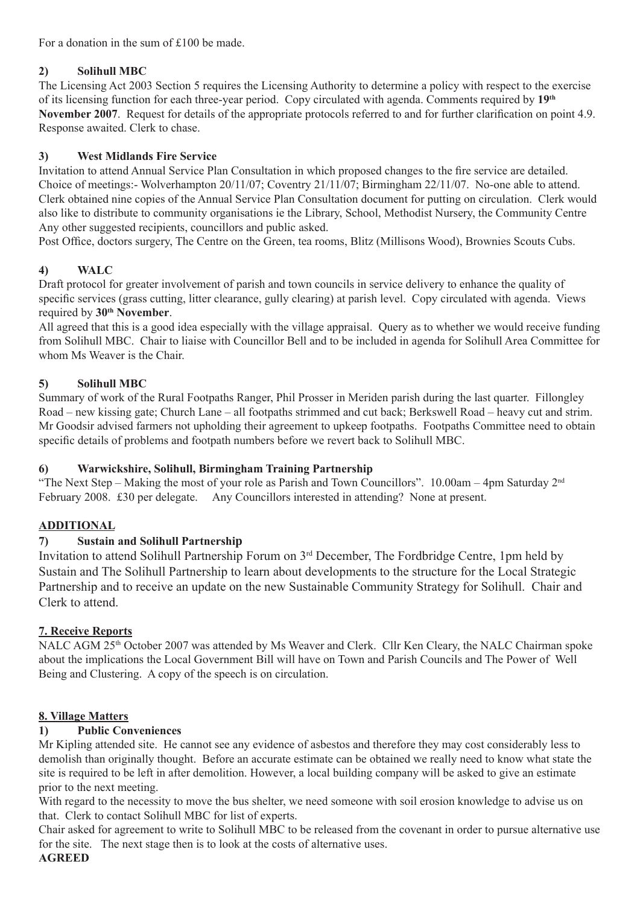For a donation in the sum of £100 be made.

**2) Solihull MBC**

The Licensing Act 2003 Section 5 requires the Licensing Authority to determine a policy with respect to the exercise of its licensing function for each three-year period. Copy circulated with agenda. Comments required by **19th November 2007**. Request for details of the appropriate protocols referred to and for further clarification on point 4.9. Response awaited. Clerk to chase.

**3) West Midlands Fire Service**

Invitation to attend Annual Service Plan Consultation in which proposed changes to the fire service are detailed. Choice of meetings:- Wolverhampton 20/11/07; Coventry 21/11/07; Birmingham 22/11/07. No-one able to attend. Clerk obtained nine copies of the Annual Service Plan Consultation document for putting on circulation. Clerk would also like to distribute to community organisations ie the Library, School, Methodist Nursery, the Community Centre Any other suggested recipients, councillors and public asked.

Post Office, doctors surgery, The Centre on the Green, tea rooms, Blitz (Millisons Wood), Brownies Scouts Cubs.

**4) WALC**

Draft protocol for greater involvement of parish and town councils in service delivery to enhance the quality of specific services (grass cutting, litter clearance, gully clearing) at parish level. Copy circulated with agenda. Views required by **30th November**.

All agreed that this is a good idea especially with the village appraisal. Query as to whether we would receive funding from Solihull MBC. Chair to liaise with Councillor Bell and to be included in agenda for Solihull Area Committee for whom Ms Weaver is the Chair.

**5) Solihull MBC**

Summary of work of the Rural Footpaths Ranger, Phil Prosser in Meriden parish during the last quarter. Fillongley Road – new kissing gate; Church Lane – all footpaths strimmed and cut back; Berkswell Road – heavy cut and strim. Mr Goodsir advised farmers not upholding their agreement to upkeep footpaths. Footpaths Committee need to obtain specific details of problems and footpath numbers before we revert back to Solihull MBC.

**6) Warwickshire, Solihull, Birmingham Training Partnership**

"The Next Step – Making the most of your role as Parish and Town Councillors". 10.00am – 4pm Saturday 2nd February 2008. £30 per delegate. Any Councillors interested in attending? None at present.

**ADDITIONAL**

**7) Sustain and Solihull Partnership**

Invitation to attend Solihull Partnership Forum on 3rd December, The Fordbridge Centre, 1pm held by Sustain and The Solihull Partnership to learn about developments to the structure for the Local Strategic Partnership and to receive an update on the new Sustainable Community Strategy for Solihull. Chair and Clerk to attend.

**7. Receive Reports**

NALC AGM 25th October 2007 was attended by Ms Weaver and Clerk. Cllr Ken Cleary, the NALC Chairman spoke about the implications the Local Government Bill will have on Town and Parish Councils and The Power of Well Being and Clustering. A copy of the speech is on circulation.

**8. Village Matters**

**1) Public Conveniences**

Mr Kipling attended site. He cannot see any evidence of asbestos and therefore they may cost considerably less to demolish than originally thought. Before an accurate estimate can be obtained we really need to know what state the site is required to be left in after demolition. However, a local building company will be asked to give an estimate prior to the next meeting.

With regard to the necessity to move the bus shelter, we need someone with soil erosion knowledge to advise us on that. Clerk to contact Solihull MBC for list of experts.

Chair asked for agreement to write to Solihull MBC to be released from the covenant in order to pursue alternative use for the site. The next stage then is to look at the costs of alternative uses.

**AGREED**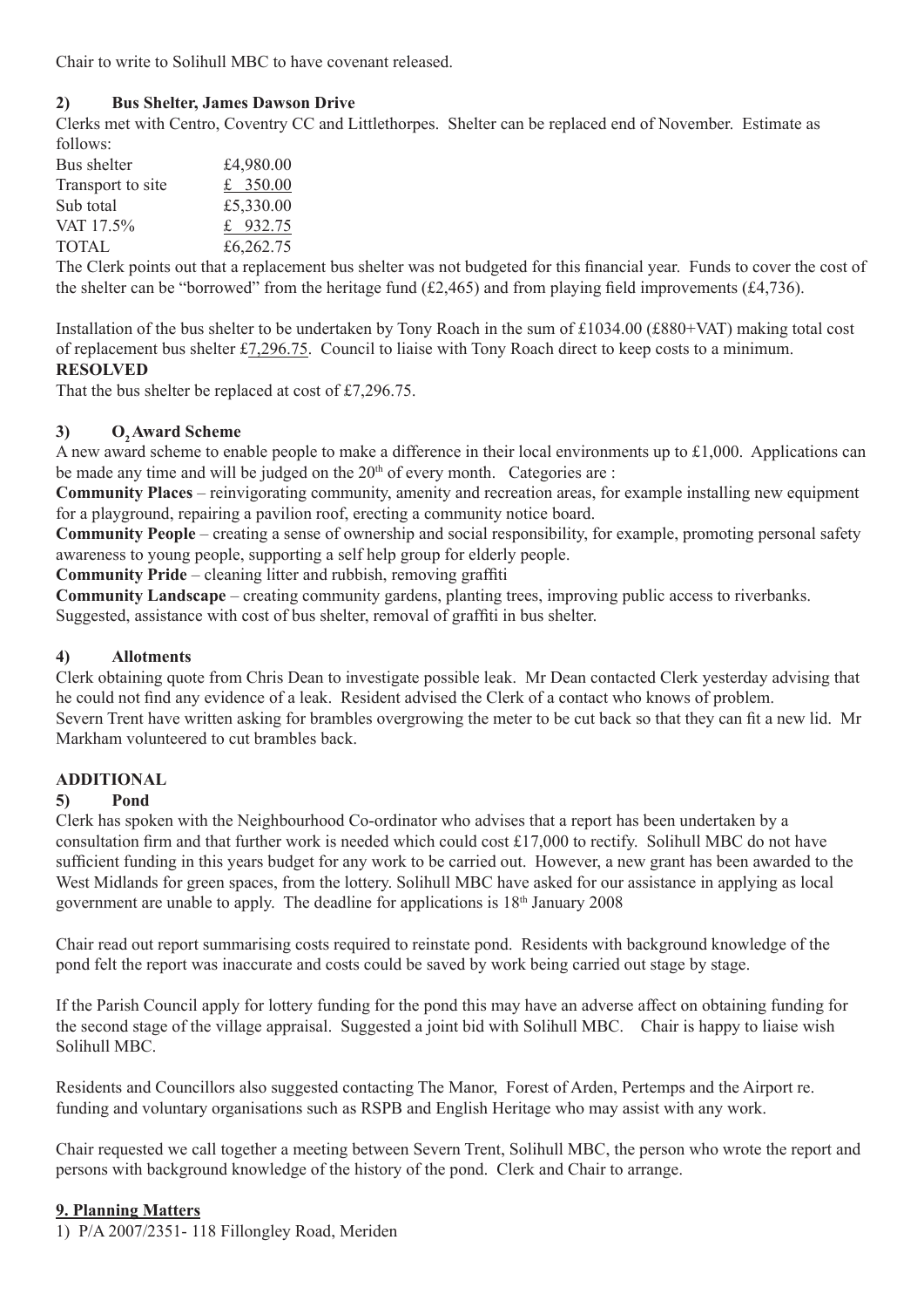Chair to write to Solihull MBC to have covenant released.

**2) Bus Shelter, James Dawson Drive**

Clerks met with Centro, Coventry CC and Littlethorpes. Shelter can be replaced end of November. Estimate as follows:

| | |
|---|---|
| Bus shelter | £4,980.00 |
| Transport to site | £ 350.00 |
| Sub total | £5,330.00 |
| VAT 17.5% | £ 932.75 |
| TOTAL | £6,262.75 |

The Clerk points out that a replacement bus shelter was not budgeted for this financial year. Funds to cover the cost of the shelter can be "borrowed" from the heritage fund (£2,465) and from playing field improvements (£4,736).

Installation of the bus shelter to be undertaken by Tony Roach in the sum of £1034.00 (£880+VAT) making total cost of replacement bus shelter £7,296.75. Council to liaise with Tony Roach direct to keep costs to a minimum.

**RESOLVED**

That the bus shelter be replaced at cost of £7,296.75.

**3) $O_2$ Award Scheme**

A new award scheme to enable people to make a difference in their local environments up to £1,000. Applications can be made any time and will be judged on the 20th of every month. Categories are :

**Community Places** – reinvigorating community, amenity and recreation areas, for example installing new equipment for a playground, repairing a pavilion roof, erecting a community notice board.

**Community People** – creating a sense of ownership and social responsibility, for example, promoting personal safety awareness to young people, supporting a self help group for elderly people.

**Community Pride** – cleaning litter and rubbish, removing graffiti

**Community Landscape** – creating community gardens, planting trees, improving public access to riverbanks.

Suggested, assistance with cost of bus shelter, removal of graffiti in bus shelter.

**4) Allotments**

Clerk obtaining quote from Chris Dean to investigate possible leak. Mr Dean contacted Clerk yesterday advising that he could not find any evidence of a leak. Resident advised the Clerk of a contact who knows of problem.

Severn Trent have written asking for brambles overgrowing the meter to be cut back so that they can fit a new lid. Mr Markham volunteered to cut brambles back.

**ADDITIONAL**

**5) Pond**

Clerk has spoken with the Neighbourhood Co-ordinator who advises that a report has been undertaken by a consultation firm and that further work is needed which could cost £17,000 to rectify. Solihull MBC do not have sufficient funding in this years budget for any work to be carried out. However, a new grant has been awarded to the West Midlands for green spaces, from the lottery. Solihull MBC have asked for our assistance in applying as local government are unable to apply. The deadline for applications is 18th January 2008

Chair read out report summarising costs required to reinstate pond. Residents with background knowledge of the pond felt the report was inaccurate and costs could be saved by work being carried out stage by stage.

If the Parish Council apply for lottery funding for the pond this may have an adverse affect on obtaining funding for the second stage of the village appraisal. Suggested a joint bid with Solihull MBC. Chair is happy to liaise wish Solihull MBC.

Residents and Councillors also suggested contacting The Manor, Forest of Arden, Pertemps and the Airport re. funding and voluntary organisations such as RSPB and English Heritage who may assist with any work.

Chair requested we call together a meeting between Severn Trent, Solihull MBC, the person who wrote the report and persons with background knowledge of the history of the pond. Clerk and Chair to arrange.

**9. Planning Matters**

1) P/A 2007/2351- 118 Fillongley Road, Meriden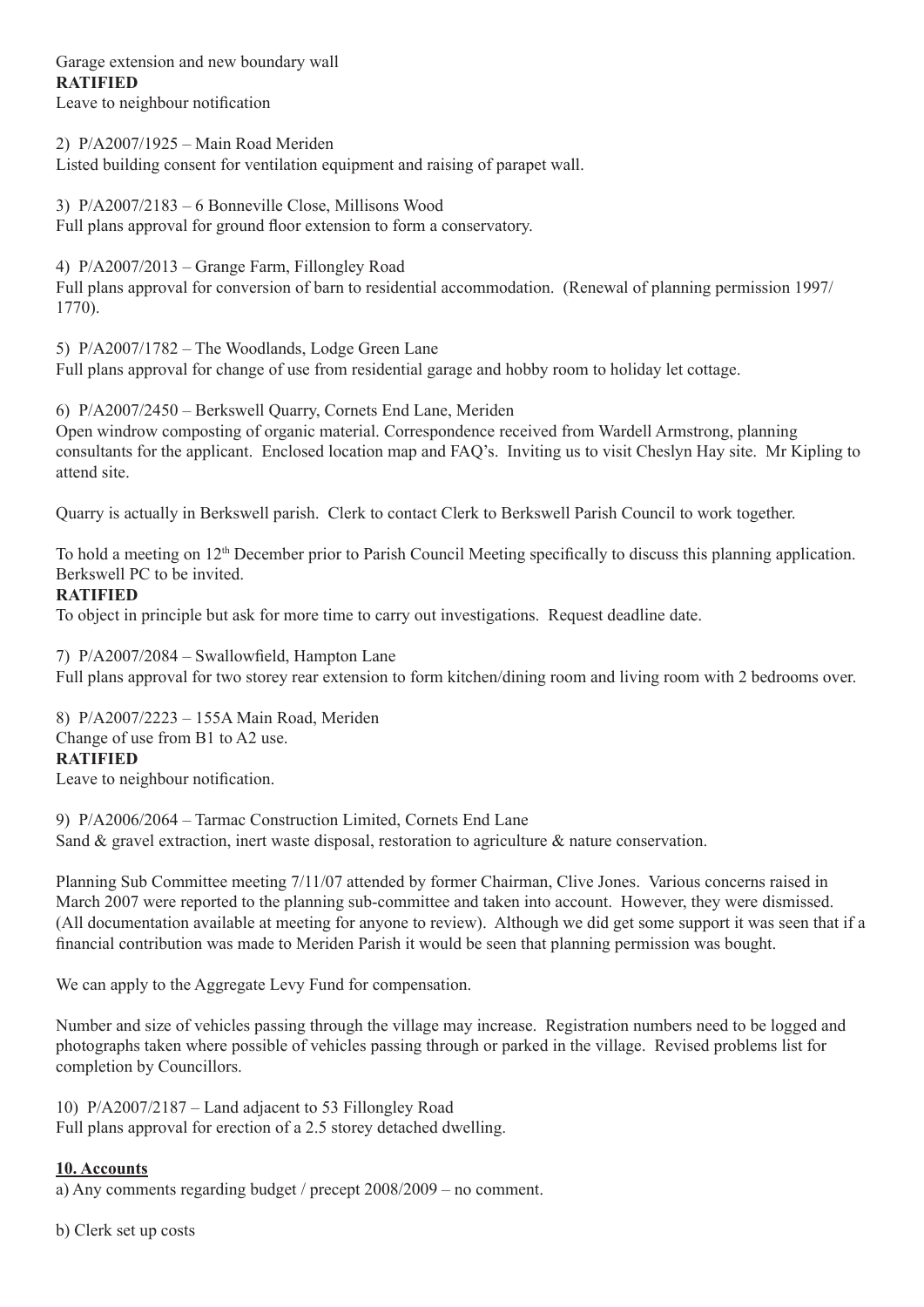Garage extension and new boundary wall
**RATIFIED**
Leave to neighbour notification

2) P/A2007/1925 – Main Road Meriden
Listed building consent for ventilation equipment and raising of parapet wall.

3) P/A2007/2183 – 6 Bonneville Close, Millisons Wood
Full plans approval for ground floor extension to form a conservatory.

4) P/A2007/2013 – Grange Farm, Fillongley Road
Full plans approval for conversion of barn to residential accommodation. (Renewal of planning permission 1997/1770).

5) P/A2007/1782 – The Woodlands, Lodge Green Lane
Full plans approval for change of use from residential garage and hobby room to holiday let cottage.

6) P/A2007/2450 – Berkswell Quarry, Cornets End Lane, Meriden
Open windrow composting of organic material. Correspondence received from Wardell Armstrong, planning consultants for the applicant. Enclosed location map and FAQ's. Inviting us to visit Cheslyn Hay site. Mr Kipling to attend site.

Quarry is actually in Berkswell parish. Clerk to contact Clerk to Berkswell Parish Council to work together.

To hold a meeting on 12th December prior to Parish Council Meeting specifically to discuss this planning application. Berkswell PC to be invited.
**RATIFIED**
To object in principle but ask for more time to carry out investigations. Request deadline date.

7) P/A2007/2084 – Swallowfield, Hampton Lane
Full plans approval for two storey rear extension to form kitchen/dining room and living room with 2 bedrooms over.

8) P/A2007/2223 – 155A Main Road, Meriden
Change of use from B1 to A2 use.
**RATIFIED**
Leave to neighbour notification.

9) P/A2006/2064 – Tarmac Construction Limited, Cornets End Lane
Sand & gravel extraction, inert waste disposal, restoration to agriculture & nature conservation.

Planning Sub Committee meeting 7/11/07 attended by former Chairman, Clive Jones. Various concerns raised in March 2007 were reported to the planning sub-committee and taken into account. However, they were dismissed. (All documentation available at meeting for anyone to review). Although we did get some support it was seen that if a financial contribution was made to Meriden Parish it would be seen that planning permission was bought.

We can apply to the Aggregate Levy Fund for compensation.

Number and size of vehicles passing through the village may increase. Registration numbers need to be logged and photographs taken where possible of vehicles passing through or parked in the village. Revised problems list for completion by Councillors.

10) P/A2007/2187 – Land adjacent to 53 Fillongley Road
Full plans approval for erection of a 2.5 storey detached dwelling.

## 10. Accounts

a) Any comments regarding budget / precept 2008/2009 – no comment.

b) Clerk set up costs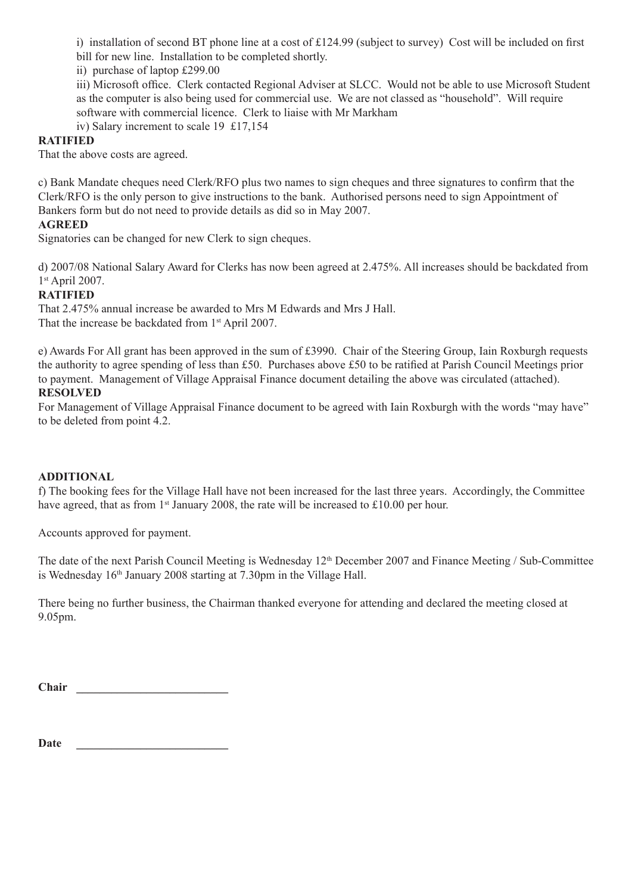i) installation of second BT phone line at a cost of £124.99 (subject to survey) Cost will be included on first bill for new line. Installation to be completed shortly.

ii) purchase of laptop £299.00

iii) Microsoft office. Clerk contacted Regional Adviser at SLCC. Would not be able to use Microsoft Student as the computer is also being used for commercial use. We are not classed as "household". Will require software with commercial licence. Clerk to liaise with Mr Markham

iv) Salary increment to scale 19 £17,154

**RATIFIED**

That the above costs are agreed.

c) Bank Mandate cheques need Clerk/RFO plus two names to sign cheques and three signatures to confirm that the Clerk/RFO is the only person to give instructions to the bank. Authorised persons need to sign Appointment of Bankers form but do not need to provide details as did so in May 2007.

**AGREED**

Signatories can be changed for new Clerk to sign cheques.

d) 2007/08 National Salary Award for Clerks has now been agreed at 2.475%. All increases should be backdated from 1st April 2007.

**RATIFIED**

That 2.475% annual increase be awarded to Mrs M Edwards and Mrs J Hall.
That the increase be backdated from 1st April 2007.

e) Awards For All grant has been approved in the sum of £3990. Chair of the Steering Group, Iain Roxburgh requests the authority to agree spending of less than £50. Purchases above £50 to be ratified at Parish Council Meetings prior to payment. Management of Village Appraisal Finance document detailing the above was circulated (attached).

**RESOLVED**

For Management of Village Appraisal Finance document to be agreed with Iain Roxburgh with the words "may have" to be deleted from point 4.2.

**ADDITIONAL**

f) The booking fees for the Village Hall have not been increased for the last three years. Accordingly, the Committee have agreed, that as from 1st January 2008, the rate will be increased to £10.00 per hour.

Accounts approved for payment.

The date of the next Parish Council Meeting is Wednesday 12th December 2007 and Finance Meeting / Sub-Committee is Wednesday 16th January 2008 starting at 7.30pm in the Village Hall.

There being no further business, the Chairman thanked everyone for attending and declared the meeting closed at 9.05pm.

**Chair** ___________________________

**Date** ___________________________